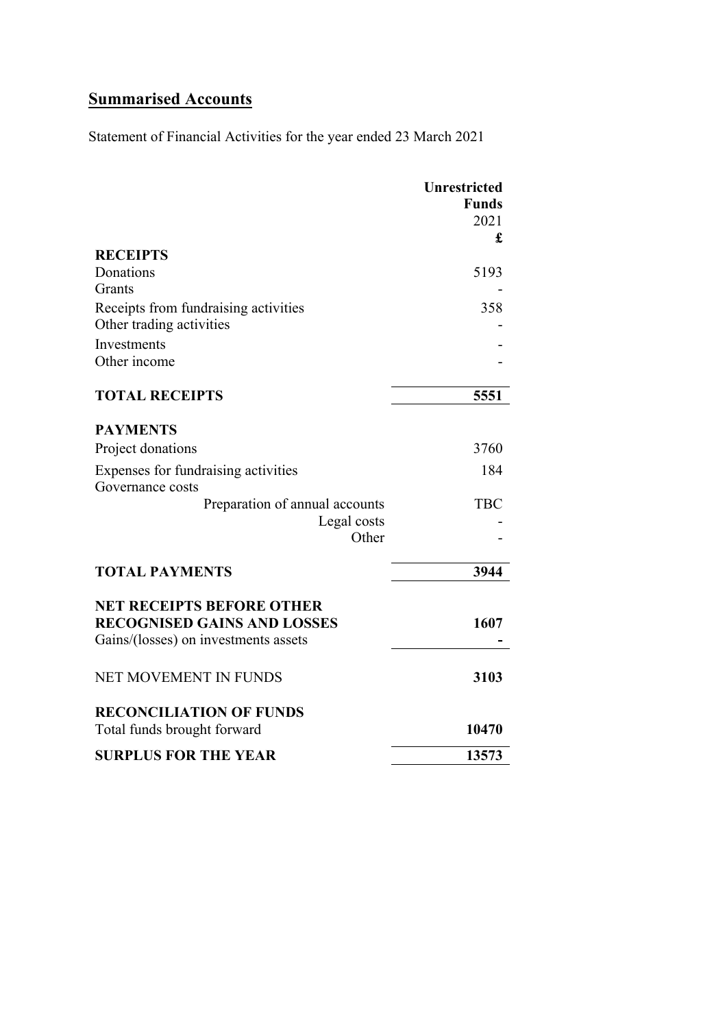## Summarised Accounts

Statement of Financial Activities for the year ended 23 March 2021

| | Unrestricted Funds 2021 £ |
|---|---|
| **RECEIPTS** | |
| Donations | 5193 |
| Grants | - |
| Receipts from fundraising activities | 358 |
| Other trading activities | - |
| Investments | - |
| Other income | - |
| **TOTAL RECEIPTS** | **5551** |
| **PAYMENTS** | |
| Project donations | 3760 |
| Expenses for fundraising activities | 184 |
| Governance costs | |
| Preparation of annual accounts | TBC |
| Legal costs | - |
| Other | - |
| **TOTAL PAYMENTS** | **3944** |
| **NET RECEIPTS BEFORE OTHER RECOGNISED GAINS AND LOSSES** | **1607** |
| Gains/(losses) on investments assets | **-** |
| NET MOVEMENT IN FUNDS | **3103** |
| **RECONCILIATION OF FUNDS** | |
| Total funds brought forward | **10470** |
| **SURPLUS FOR THE YEAR** | **13573** |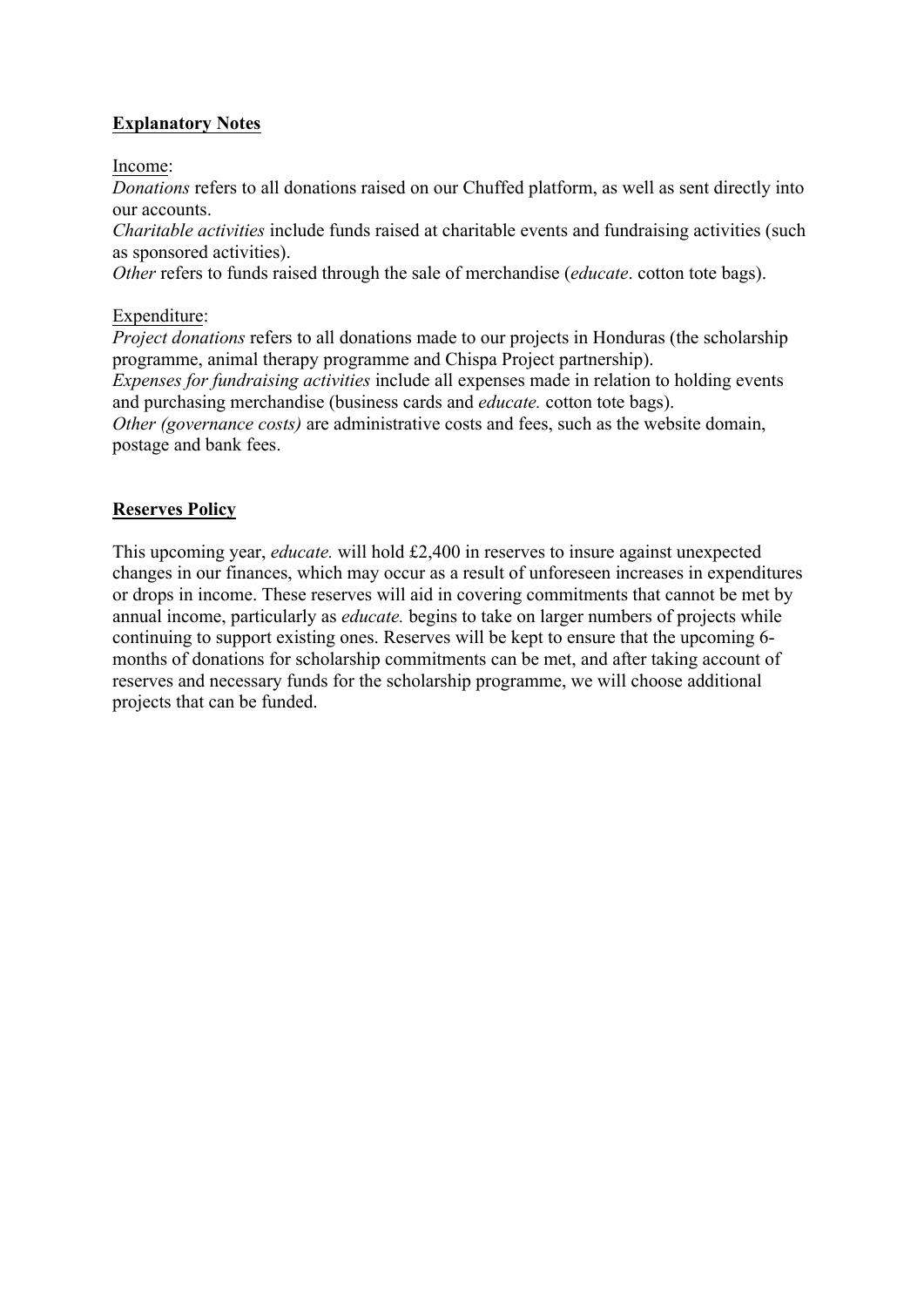## **Explanatory Notes**

Income:

*Donations* refers to all donations raised on our Chuffed platform, as well as sent directly into our accounts.

*Charitable activities* include funds raised at charitable events and fundraising activities (such as sponsored activities).

*Other* refers to funds raised through the sale of merchandise (*educate*. cotton tote bags).

Expenditure:

*Project donations* refers to all donations made to our projects in Honduras (the scholarship programme, animal therapy programme and Chispa Project partnership).

*Expenses for fundraising activities* include all expenses made in relation to holding events and purchasing merchandise (business cards and *educate.* cotton tote bags).

*Other (governance costs)* are administrative costs and fees, such as the website domain, postage and bank fees.

## **Reserves Policy**

This upcoming year, *educate.* will hold £2,400 in reserves to insure against unexpected changes in our finances, which may occur as a result of unforeseen increases in expenditures or drops in income. These reserves will aid in covering commitments that cannot be met by annual income, particularly as *educate.* begins to take on larger numbers of projects while continuing to support existing ones. Reserves will be kept to ensure that the upcoming 6-months of donations for scholarship commitments can be met, and after taking account of reserves and necessary funds for the scholarship programme, we will choose additional projects that can be funded.